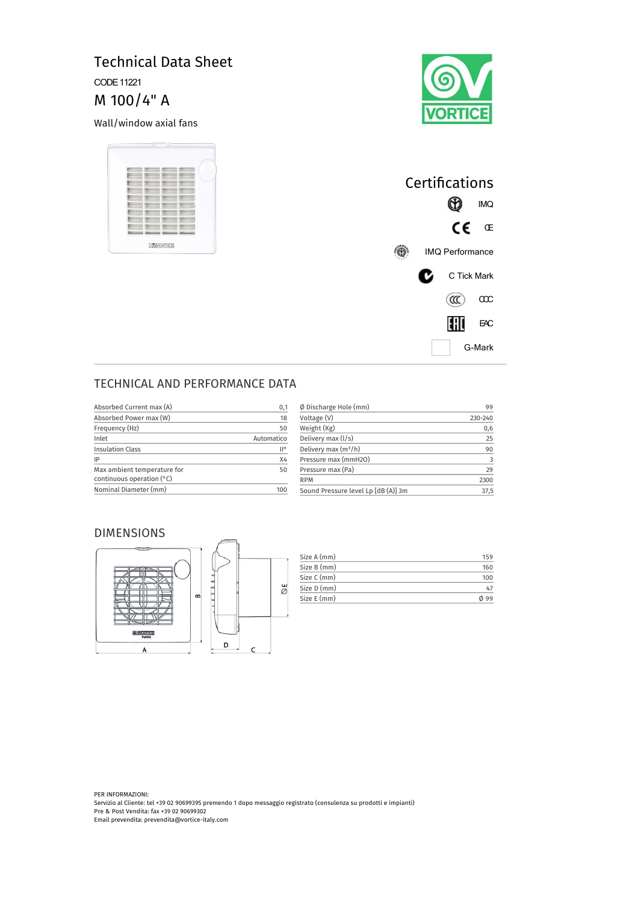# Technical Data Sheet

CODE 11221

## M 100/4" A

Wall/window axial fans

## Certifications

- IMQ
- CE
- IMQ Performance
- C Tick Mark
- CCC
- EAC
- G-Mark

## TECHNICAL AND PERFORMANCE DATA

| | |
|---|---|
| Absorbed Current max (A) | 0,1 |
| Absorbed Power max (W) | 18 |
| Frequency (Hz) | 50 |
| Inlet | Automatico |
| Insulation Class | II° |
| IP | X4 |
| Max ambient temperature for continuous operation (°C) | 50 |
| Nominal Diameter (mm) | 100 |

| | |
|---|---|
| Ø Discharge Hole (mm) | 99 |
| Voltage (V) | 230-240 |
| Weight (Kg) | 0,6 |
| Delivery max (l/s) | 25 |
| Delivery max (m³/h) | 90 |
| Pressure max (mmH2O) | 3 |
| Pressure max (Pa) | 29 |
| RPM | 2300 |
| Sound Pressure level Lp [dB (A)] 3m | 37,5 |

## DIMENSIONS

| | |
|---|---|
| Size A (mm) | 159 |
| Size B (mm) | 160 |
| Size C (mm) | 100 |
| Size D (mm) | 47 |
| Size E (mm) | Ø 99 |

PER INFORMAZIONI:
Servizio al Cliente: tel +39 02 90699395 premendo 1 dopo messaggio registrato (consulenza su prodotti e impianti)
Pre & Post Vendita: fax +39 02 90699302
Email prevendita: prevendita@vortice-italy.com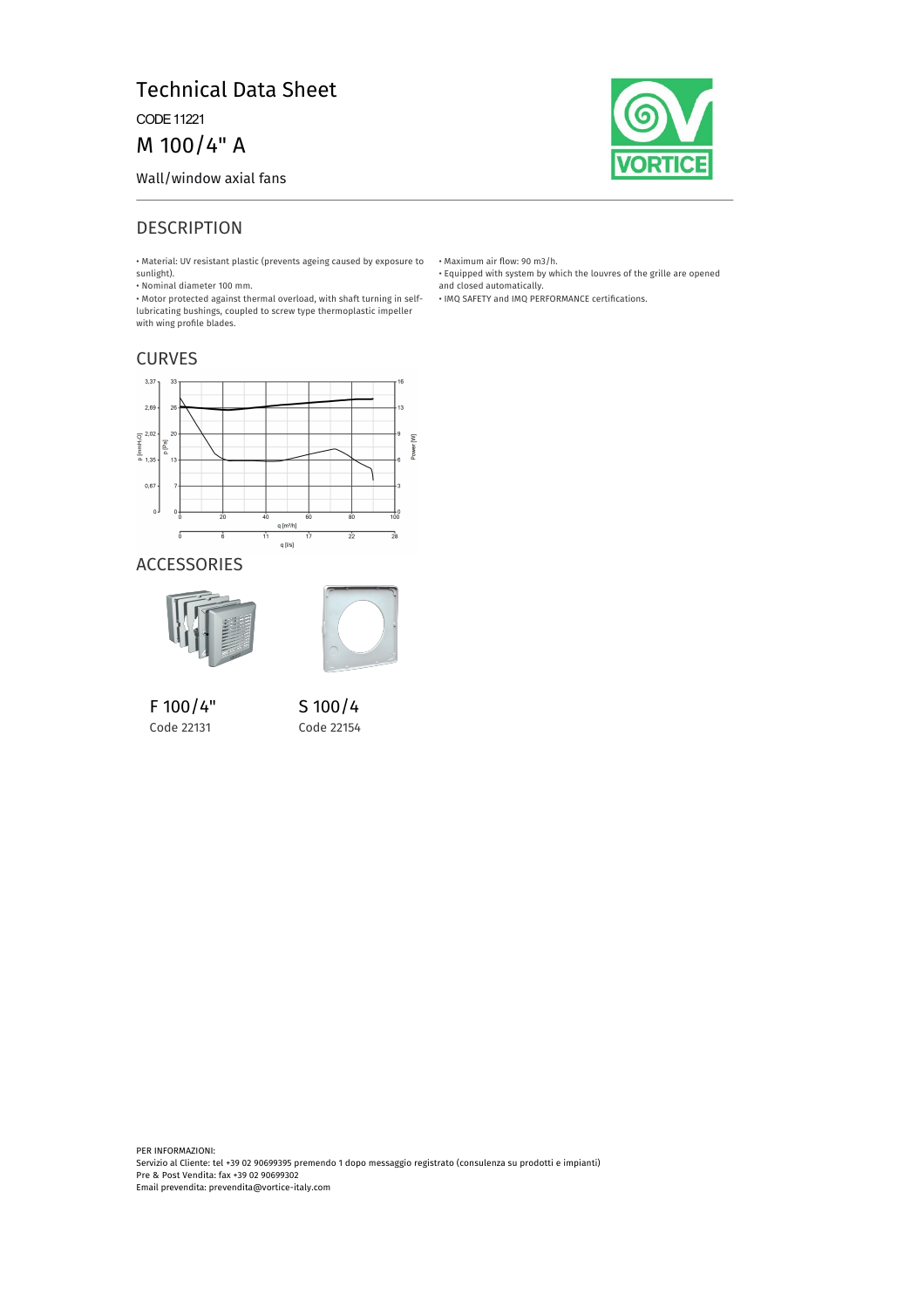# Technical Data Sheet

CODE 11221

## M 100/4" A

Wall/window axial fans

## DESCRIPTION

• Material: UV resistant plastic (prevents ageing caused by exposure to sunlight).
• Nominal diameter 100 mm.
• Motor protected against thermal overload, with shaft turning in self-lubricating bushings, coupled to screw type thermoplastic impeller with wing profile blades.
• Maximum air flow: 90 m3/h.
• Equipped with system by which the louvres of the grille are opened and closed automatically.
• IMQ SAFETY and IMQ PERFORMANCE certifications.

## CURVES

p [mmH₂O]: 3,37 2,69 2,02 1,35 0,67 0
p [Pa]: 33 26 20 13 7 0
Power [W]: 16 13 9 6 3 0
q [m³/h]: 0 20 40 60 80 100
q [l/s]: 0 6 11 17 22 28

## ACCESSORIES

F 100/4"
Code 22131

S 100/4
Code 22154

PER INFORMAZIONI:
Servizio al Cliente: tel +39 02 90699395 premendo 1 dopo messaggio registrato (consulenza su prodotti e impianti)
Pre & Post Vendita: fax +39 02 90699302
Email prevendita: prevendita@vortice-italy.com